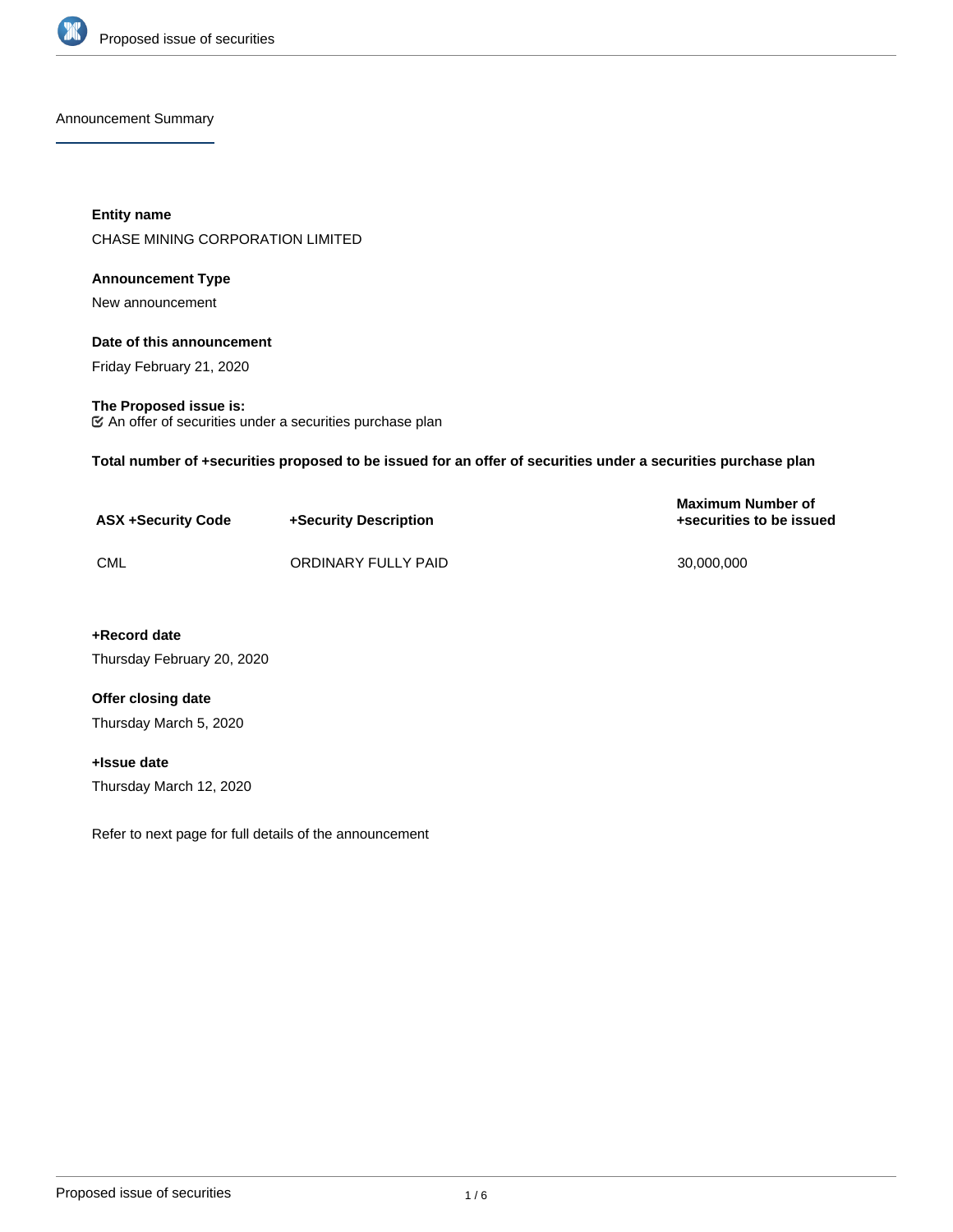## Announcement Summary

**Entity name**

CHASE MINING CORPORATION LIMITED

**Announcement Type**

New announcement

**Date of this announcement**

Friday February 21, 2020

**The Proposed issue is:**

☑ An offer of securities under a securities purchase plan

**Total number of +securities proposed to be issued for an offer of securities under a securities purchase plan**

| ASX +Security Code | +Security Description | Maximum Number of +securities to be issued |
| --- | --- | --- |
| CML | ORDINARY FULLY PAID | 30,000,000 |

**+Record date**

Thursday February 20, 2020

**Offer closing date**

Thursday March 5, 2020

**+Issue date**

Thursday March 12, 2020

Refer to next page for full details of the announcement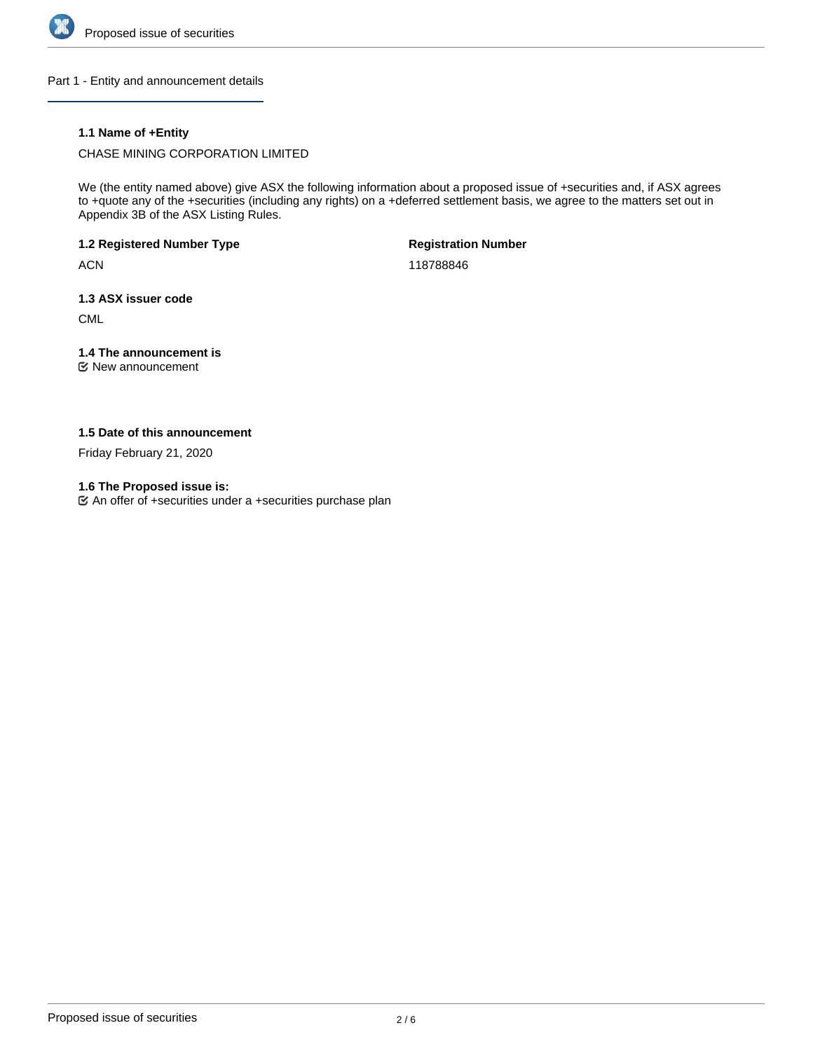## Part 1 - Entity and announcement details

### 1.1 Name of +Entity

CHASE MINING CORPORATION LIMITED

We (the entity named above) give ASX the following information about a proposed issue of +securities and, if ASX agrees to +quote any of the +securities (including any rights) on a +deferred settlement basis, we agree to the matters set out in Appendix 3B of the ASX Listing Rules.

**1.2 Registered Number Type**

ACN

**Registration Number**

118788846

**1.3 ASX issuer code**

CML

**1.4 The announcement is**

☑ New announcement

**1.5 Date of this announcement**

Friday February 21, 2020

**1.6 The Proposed issue is:**

☑ An offer of +securities under a +securities purchase plan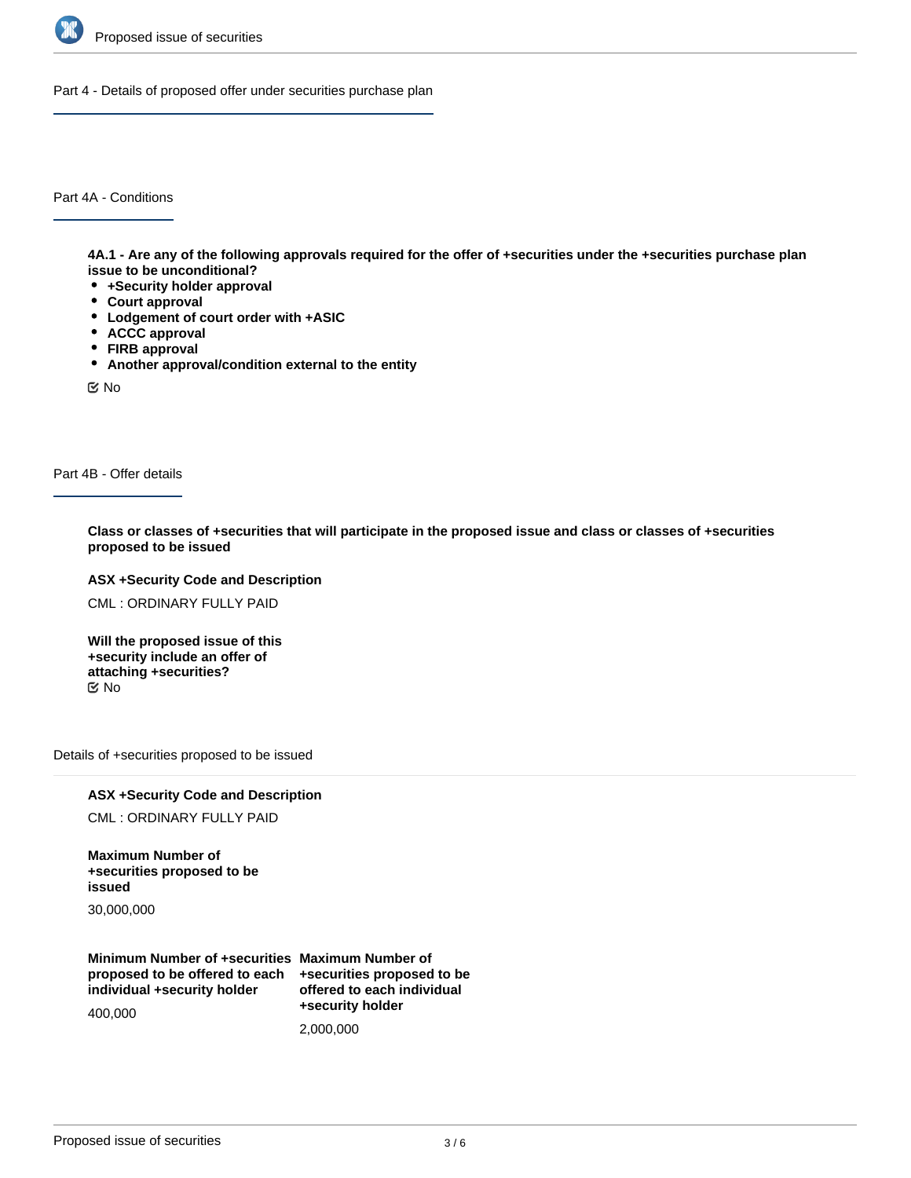## Part 4 - Details of proposed offer under securities purchase plan

### Part 4A - Conditions

**4A.1 - Are any of the following approvals required for the offer of +securities under the +securities purchase plan issue to be unconditional?**

- **+Security holder approval**
- **Court approval**
- **Lodgement of court order with +ASIC**
- **ACCC approval**
- **FIRB approval**
- **Another approval/condition external to the entity**

☑ No

### Part 4B - Offer details

**Class or classes of +securities that will participate in the proposed issue and class or classes of +securities proposed to be issued**

**ASX +Security Code and Description**

CML : ORDINARY FULLY PAID

**Will the proposed issue of this +security include an offer of attaching +securities?**

☑ No

#### Details of +securities proposed to be issued

**ASX +Security Code and Description**

CML : ORDINARY FULLY PAID

**Maximum Number of +securities proposed to be issued**

30,000,000

**Minimum Number of +securities proposed to be offered to each individual +security holder**

400,000

**Maximum Number of +securities proposed to be offered to each individual +security holder**

2,000,000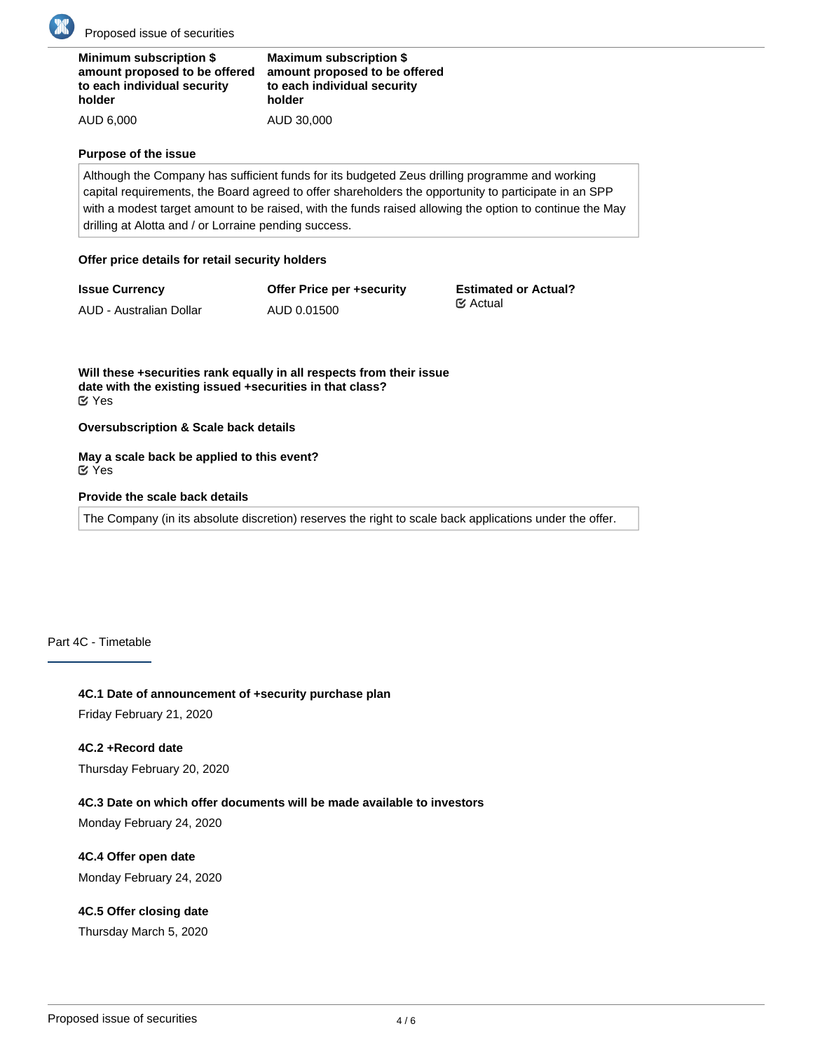| Minimum subscription $ amount proposed to be offered to each individual security holder | Maximum subscription $ amount proposed to be offered to each individual security holder |
|---|---|
| AUD 6,000 | AUD 30,000 |

**Purpose of the issue**

Although the Company has sufficient funds for its budgeted Zeus drilling programme and working capital requirements, the Board agreed to offer shareholders the opportunity to participate in an SPP with a modest target amount to be raised, with the funds raised allowing the option to continue the May drilling at Alotta and / or Lorraine pending success.

**Offer price details for retail security holders**

| Issue Currency | Offer Price per +security | Estimated or Actual? |
|---|---|---|
| AUD - Australian Dollar | AUD 0.01500 | ☑ Actual |

**Will these +securities rank equally in all respects from their issue date with the existing issued +securities in that class?**
☑ Yes

**Oversubscription & Scale back details**

**May a scale back be applied to this event?**
☑ Yes

**Provide the scale back details**

The Company (in its absolute discretion) reserves the right to scale back applications under the offer.

## Part 4C - Timetable

**4C.1 Date of announcement of +security purchase plan**

Friday February 21, 2020

**4C.2 +Record date**

Thursday February 20, 2020

**4C.3 Date on which offer documents will be made available to investors**

Monday February 24, 2020

**4C.4 Offer open date**

Monday February 24, 2020

**4C.5 Offer closing date**

Thursday March 5, 2020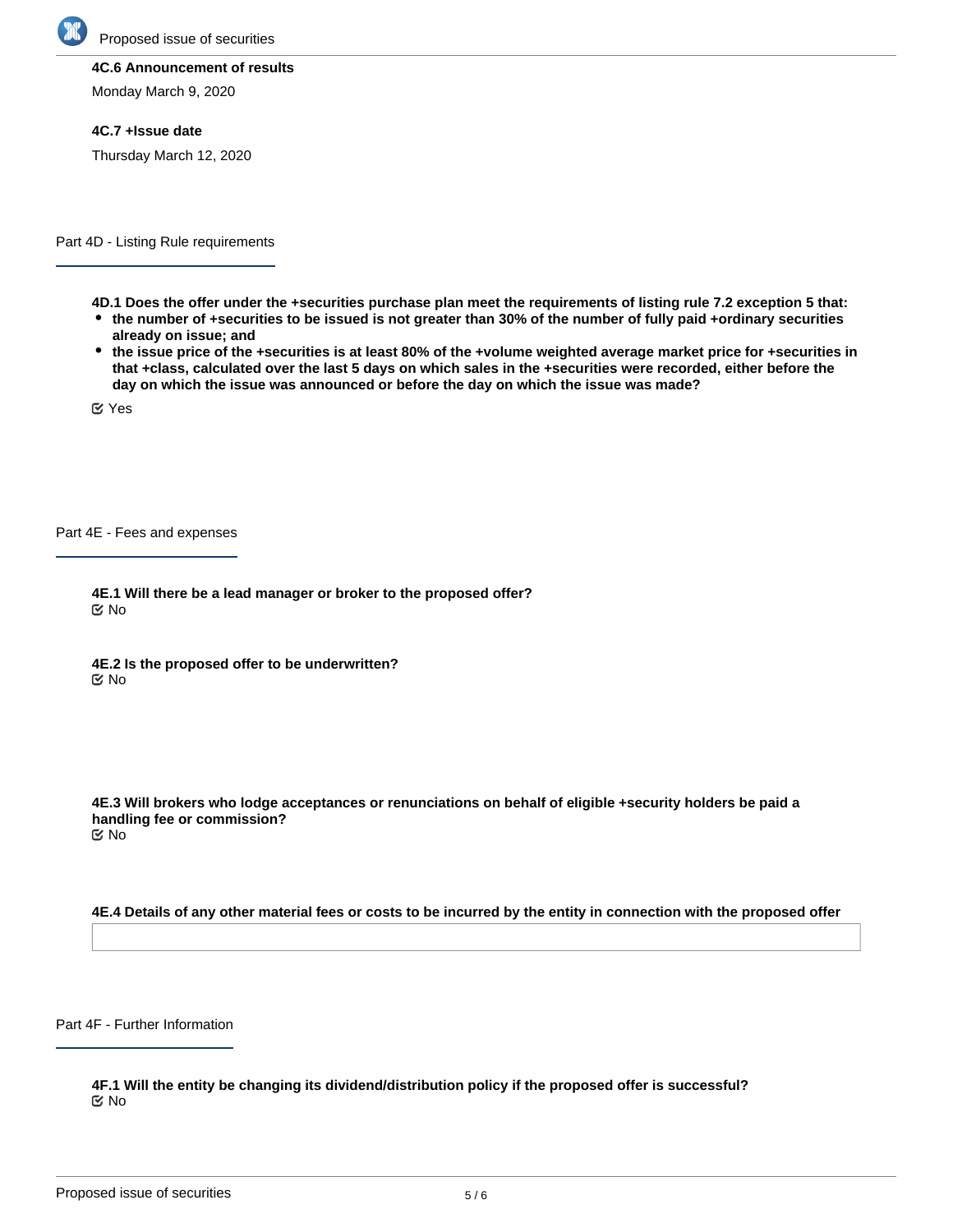**4C.6 Announcement of results**

Monday March 9, 2020

**4C.7 +Issue date**

Thursday March 12, 2020

## Part 4D - Listing Rule requirements

**4D.1 Does the offer under the +securities purchase plan meet the requirements of listing rule 7.2 exception 5 that:**

- **the number of +securities to be issued is not greater than 30% of the number of fully paid +ordinary securities already on issue; and**
- **the issue price of the +securities is at least 80% of the +volume weighted average market price for +securities in that +class, calculated over the last 5 days on which sales in the +securities were recorded, either before the day on which the issue was announced or before the day on which the issue was made?**

☑ Yes

## Part 4E - Fees and expenses

**4E.1 Will there be a lead manager or broker to the proposed offer?**
☑ No

**4E.2 Is the proposed offer to be underwritten?**
☑ No

**4E.3 Will brokers who lodge acceptances or renunciations on behalf of eligible +security holders be paid a handling fee or commission?**
☑ No

**4E.4 Details of any other material fees or costs to be incurred by the entity in connection with the proposed offer**

## Part 4F - Further Information

**4F.1 Will the entity be changing its dividend/distribution policy if the proposed offer is successful?**
☑ No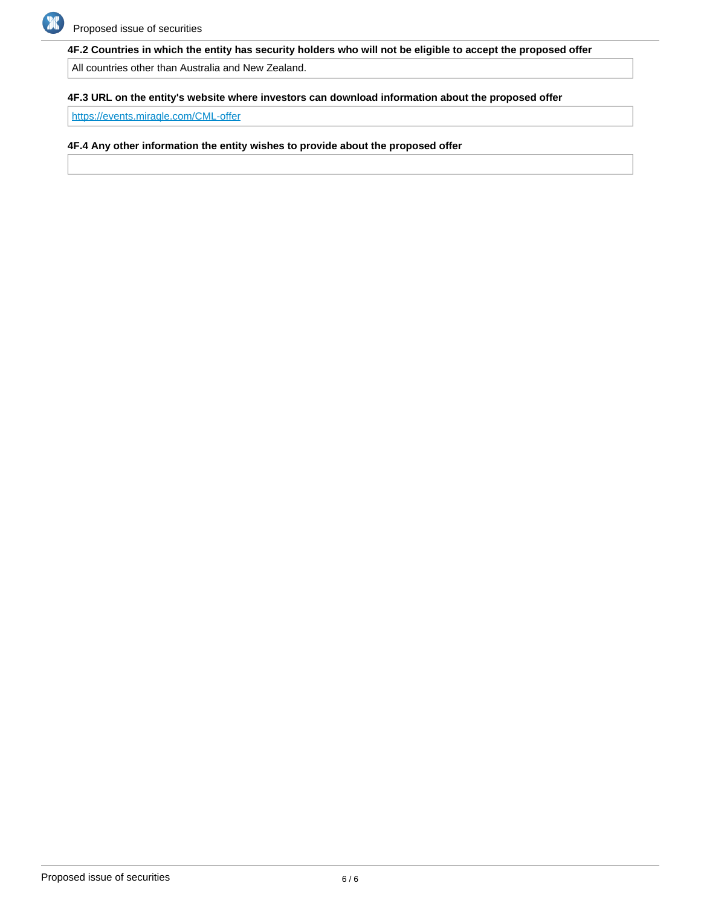**4F.2 Countries in which the entity has security holders who will not be eligible to accept the proposed offer**

All countries other than Australia and New Zealand.

**4F.3 URL on the entity's website where investors can download information about the proposed offer**

https://events.miraqle.com/CML-offer

**4F.4 Any other information the entity wishes to provide about the proposed offer**